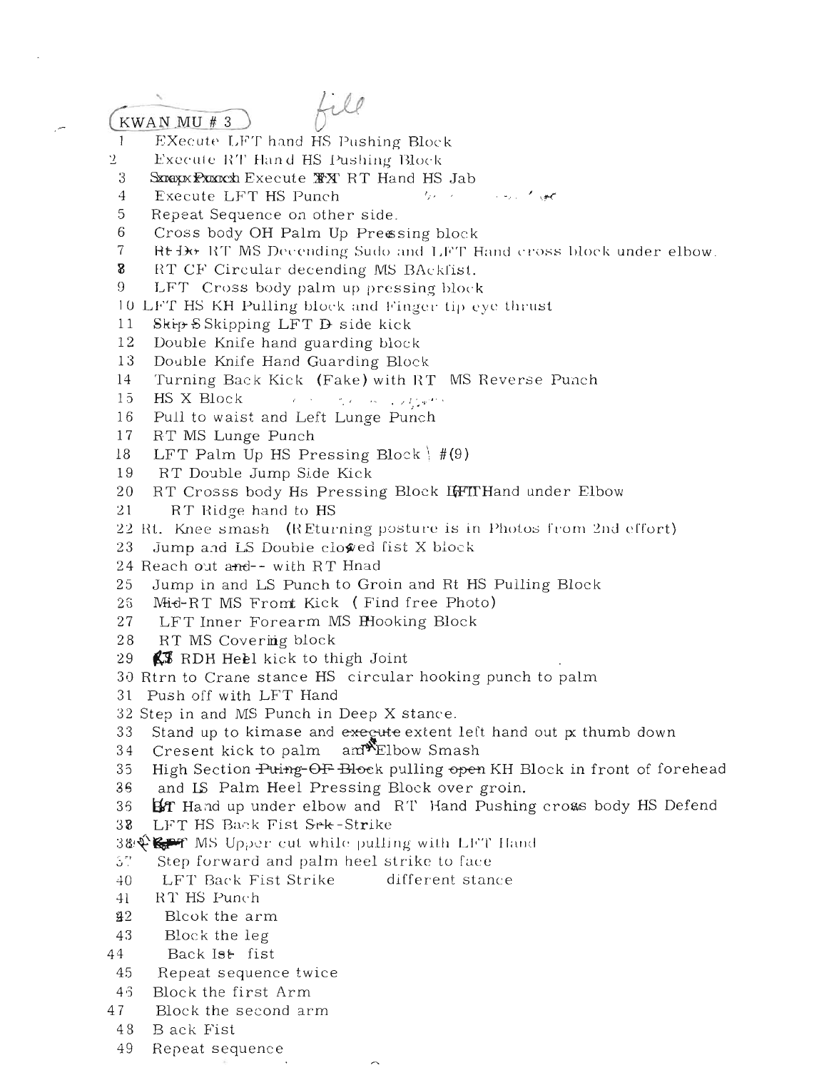KWAN MU # 3 *file*

1 EXecute LFT hand HS Pushing Block
2 Execute RT Hand HS Pushing Block
3 ~~Snap Punch~~ Execute ~~FX~~ RT Hand HS Jab
4 Execute LFT HS Punch
5 Repeat Sequence on other side.
6 Cross body OH Palm Up Pressing block
7 ~~Rt Dx~~ RT MS Decending Sudo and LFT Hand cross block under elbow.
8 RT CF Circular decending MS BAckfist.
9 LFT Cross body palm up pressing block
10 LFT HS KH Pulling block and Finger tip eye thrust
11 ~~Skip S~~ Skipping LFT ~~D~~ side kick
12 Double Knife hand guarding block
13 Double Knife Hand Guarding Block
14 Turning Back Kick (Fake) with RT MS Reverse Punch
15 HS X Block
16 Pull to waist and Left Lunge Punch
17 RT MS Lunge Punch
18 LFT Palm Up HS Pressing Block } #(9)
19 RT Double Jump Side Kick
20 RT Crosss body Hs Pressing Block LFT Hand under Elbow
21 RT Ridge hand to HS
22 Rt. Knee smash (REturning posture is in Photos from 2nd effort)
23 Jump and LS Double closed fist X block
24 Reach out ~~and~~-- with RT Hnad
25 Jump in and LS Punch to Groin and Rt HS Pulling Block
26 ~~Mid~~-RT MS Front Kick ( Find free Photo)
27 LFT Inner Forearm MS Hooking Block
28 RT MS Covering block
29 ~~LT~~ RDH Heel kick to thigh Joint
30 Rtrn to Crane stance HS circular hooking punch to palm
31 Push off with LFT Hand
32 Step in and MS Punch in Deep X stance.
33 Stand up to kimase and ~~execute~~ extent left hand out ~~x~~ thumb down
34 Cresent kick to palm and Elbow Smash
35 High Section ~~Puing OF Block~~ pulling ~~open~~ KH Block in front of forehead
36 and LS Palm Heel Pressing Block over groin.
36 LT Hand up under elbow and RT Hand Pushing cross body HS Defend
37 LFT HS Back Fist ~~Srk~~-Strike
38 ~~LFT~~ MS Upper cut while pulling with LFT Hand
39 Step forward and palm heel strike to face
40 LFT Back Fist Strike different stance
41 RT HS Punch
42 Blcok the arm
43 Block the leg
44 Back ~~Ist~~ fist
45 Repeat sequence twice
46 Block the first Arm
47 Block the second arm
48 B ack Fist
49 Repeat sequence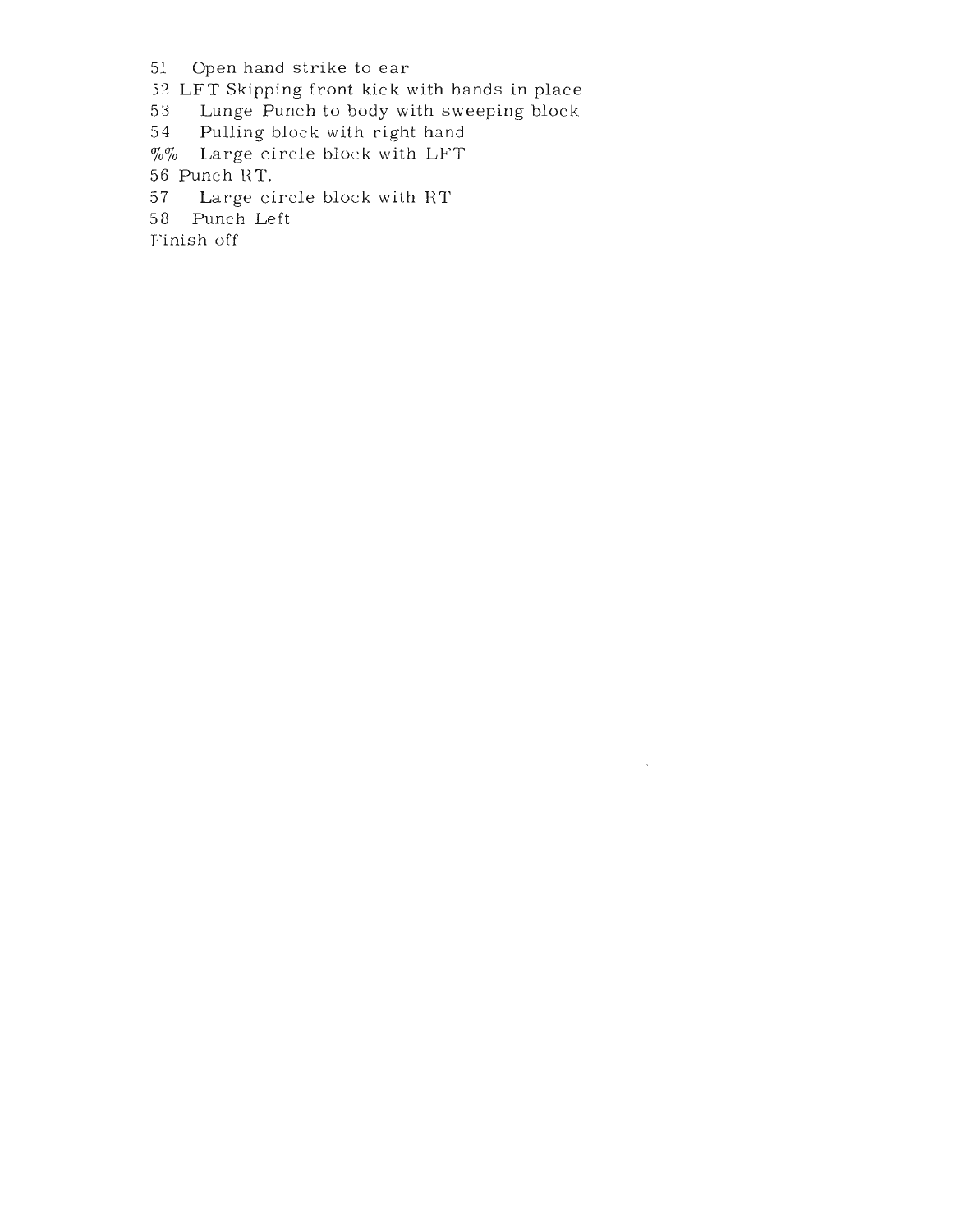51 Open hand strike to ear

52 LFT Skipping front kick with hands in place

53 Lunge Punch to body with sweeping block

54 Pulling block with right hand

%% Large circle block with LFT

56 Punch RT.

57 Large circle block with RT

58 Punch Left

Finish off